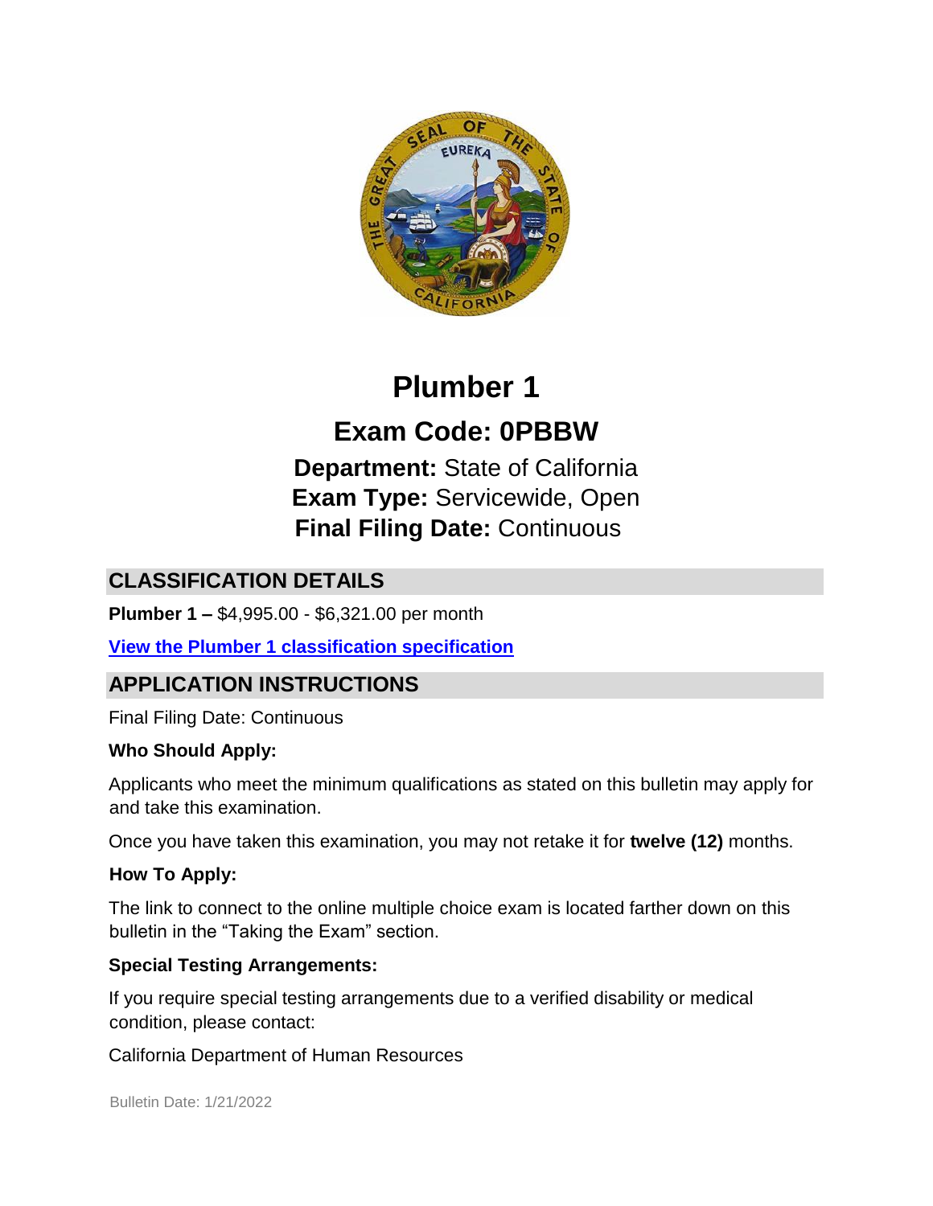# Plumber 1

## Exam Code: 0PBBW

**Department:** State of California
**Exam Type:** Servicewide, Open
**Final Filing Date:** Continuous

## CLASSIFICATION DETAILS

**Plumber 1 –** $4,995.00 - $6,321.00 per month

**View the Plumber 1 classification specification**

## APPLICATION INSTRUCTIONS

Final Filing Date: Continuous

**Who Should Apply:**

Applicants who meet the minimum qualifications as stated on this bulletin may apply for and take this examination.

Once you have taken this examination, you may not retake it for **twelve (12)** months.

**How To Apply:**

The link to connect to the online multiple choice exam is located farther down on this bulletin in the "Taking the Exam" section.

**Special Testing Arrangements:**

If you require special testing arrangements due to a verified disability or medical condition, please contact:

California Department of Human Resources

Bulletin Date: 1/21/2022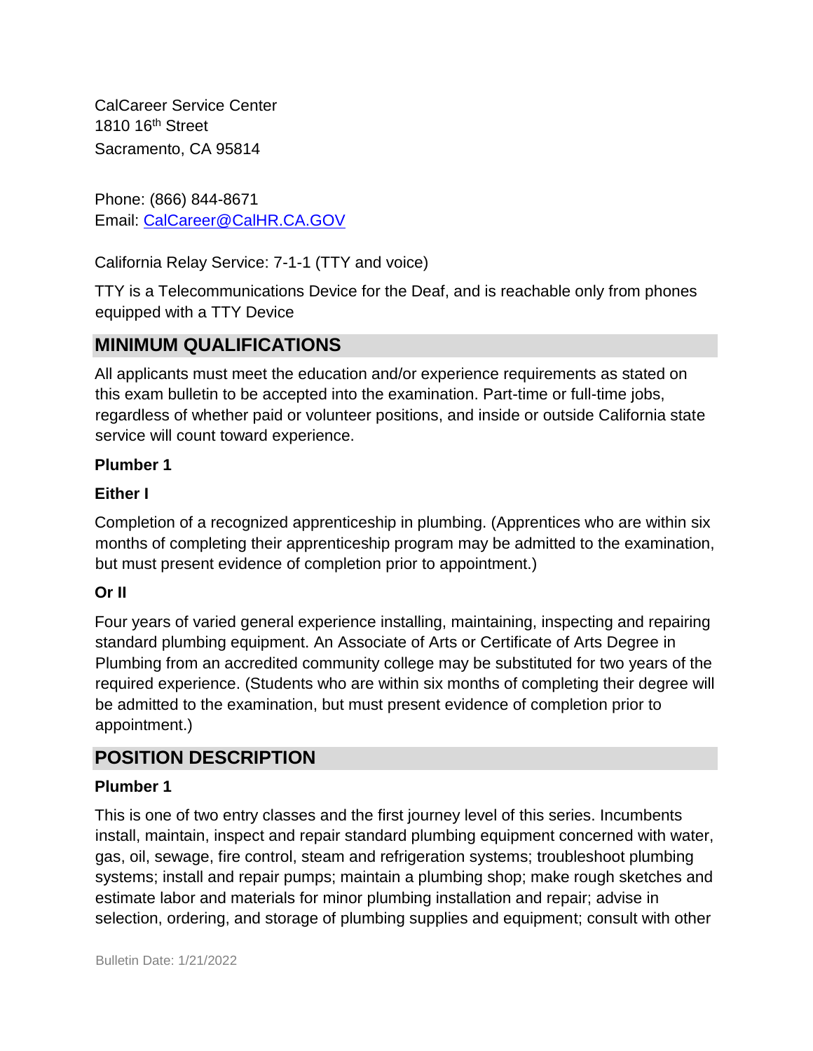CalCareer Service Center
1810 16th Street
Sacramento, CA 95814

Phone: (866) 844-8671
Email: [CalCareer@CalHR.CA.GOV](mailto:CalCareer@CalHR.CA.GOV)

California Relay Service: 7-1-1 (TTY and voice)

TTY is a Telecommunications Device for the Deaf, and is reachable only from phones equipped with a TTY Device

## MINIMUM QUALIFICATIONS

All applicants must meet the education and/or experience requirements as stated on this exam bulletin to be accepted into the examination. Part-time or full-time jobs, regardless of whether paid or volunteer positions, and inside or outside California state service will count toward experience.

**Plumber 1**

**Either I**

Completion of a recognized apprenticeship in plumbing. (Apprentices who are within six months of completing their apprenticeship program may be admitted to the examination, but must present evidence of completion prior to appointment.)

**Or II**

Four years of varied general experience installing, maintaining, inspecting and repairing standard plumbing equipment. An Associate of Arts or Certificate of Arts Degree in Plumbing from an accredited community college may be substituted for two years of the required experience. (Students who are within six months of completing their degree will be admitted to the examination, but must present evidence of completion prior to appointment.)

## POSITION DESCRIPTION

**Plumber 1**

This is one of two entry classes and the first journey level of this series. Incumbents install, maintain, inspect and repair standard plumbing equipment concerned with water, gas, oil, sewage, fire control, steam and refrigeration systems; troubleshoot plumbing systems; install and repair pumps; maintain a plumbing shop; make rough sketches and estimate labor and materials for minor plumbing installation and repair; advise in selection, ordering, and storage of plumbing supplies and equipment; consult with other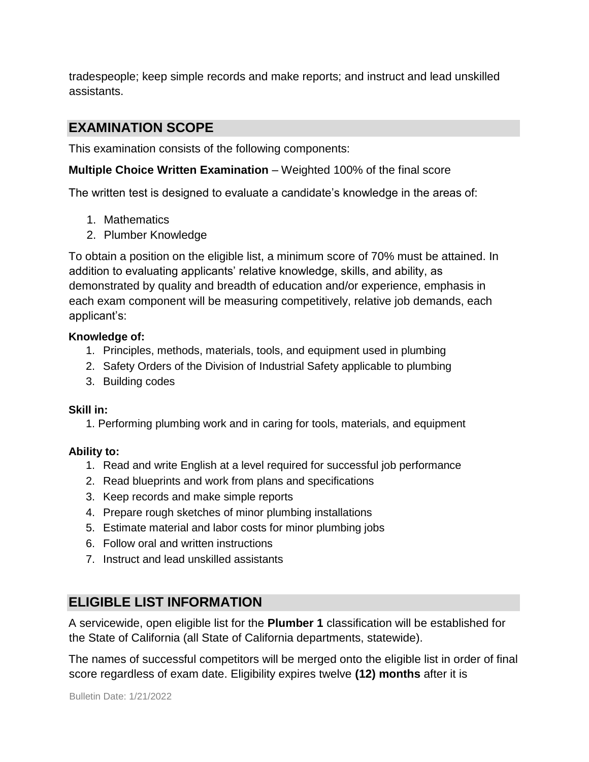tradespeople; keep simple records and make reports; and instruct and lead unskilled assistants.

## EXAMINATION SCOPE

This examination consists of the following components:

**Multiple Choice Written Examination** – Weighted 100% of the final score

The written test is designed to evaluate a candidate's knowledge in the areas of:

1. Mathematics
2. Plumber Knowledge

To obtain a position on the eligible list, a minimum score of 70% must be attained. In addition to evaluating applicants' relative knowledge, skills, and ability, as demonstrated by quality and breadth of education and/or experience, emphasis in each exam component will be measuring competitively, relative job demands, each applicant's:

**Knowledge of:**

1. Principles, methods, materials, tools, and equipment used in plumbing
2. Safety Orders of the Division of Industrial Safety applicable to plumbing
3. Building codes

**Skill in:**

1. Performing plumbing work and in caring for tools, materials, and equipment

**Ability to:**

1. Read and write English at a level required for successful job performance
2. Read blueprints and work from plans and specifications
3. Keep records and make simple reports
4. Prepare rough sketches of minor plumbing installations
5. Estimate material and labor costs for minor plumbing jobs
6. Follow oral and written instructions
7. Instruct and lead unskilled assistants

## ELIGIBLE LIST INFORMATION

A servicewide, open eligible list for the **Plumber 1** classification will be established for the State of California (all State of California departments, statewide).

The names of successful competitors will be merged onto the eligible list in order of final score regardless of exam date. Eligibility expires twelve **(12) months** after it is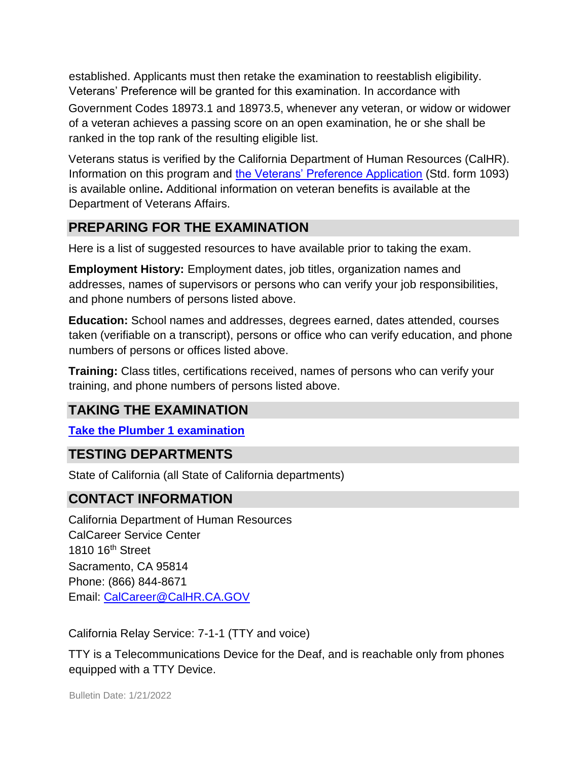established. Applicants must then retake the examination to reestablish eligibility. Veterans' Preference will be granted for this examination. In accordance with Government Codes 18973.1 and 18973.5, whenever any veteran, or widow or widower of a veteran achieves a passing score on an open examination, he or she shall be ranked in the top rank of the resulting eligible list.

Veterans status is verified by the California Department of Human Resources (CalHR). Information on this program and the Veterans' Preference Application (Std. form 1093) is available online**.** Additional information on veteran benefits is available at the Department of Veterans Affairs.

## PREPARING FOR THE EXAMINATION

Here is a list of suggested resources to have available prior to taking the exam.

**Employment History:** Employment dates, job titles, organization names and addresses, names of supervisors or persons who can verify your job responsibilities, and phone numbers of persons listed above.

**Education:** School names and addresses, degrees earned, dates attended, courses taken (verifiable on a transcript), persons or office who can verify education, and phone numbers of persons or offices listed above.

**Training:** Class titles, certifications received, names of persons who can verify your training, and phone numbers of persons listed above.

## TAKING THE EXAMINATION

**Take the Plumber 1 examination**

## TESTING DEPARTMENTS

State of California (all State of California departments)

## CONTACT INFORMATION

California Department of Human Resources
CalCareer Service Center
1810 16th Street
Sacramento, CA 95814
Phone: (866) 844-8671
Email: CalCareer@CalHR.CA.GOV

California Relay Service: 7-1-1 (TTY and voice)

TTY is a Telecommunications Device for the Deaf, and is reachable only from phones equipped with a TTY Device.

Bulletin Date: 1/21/2022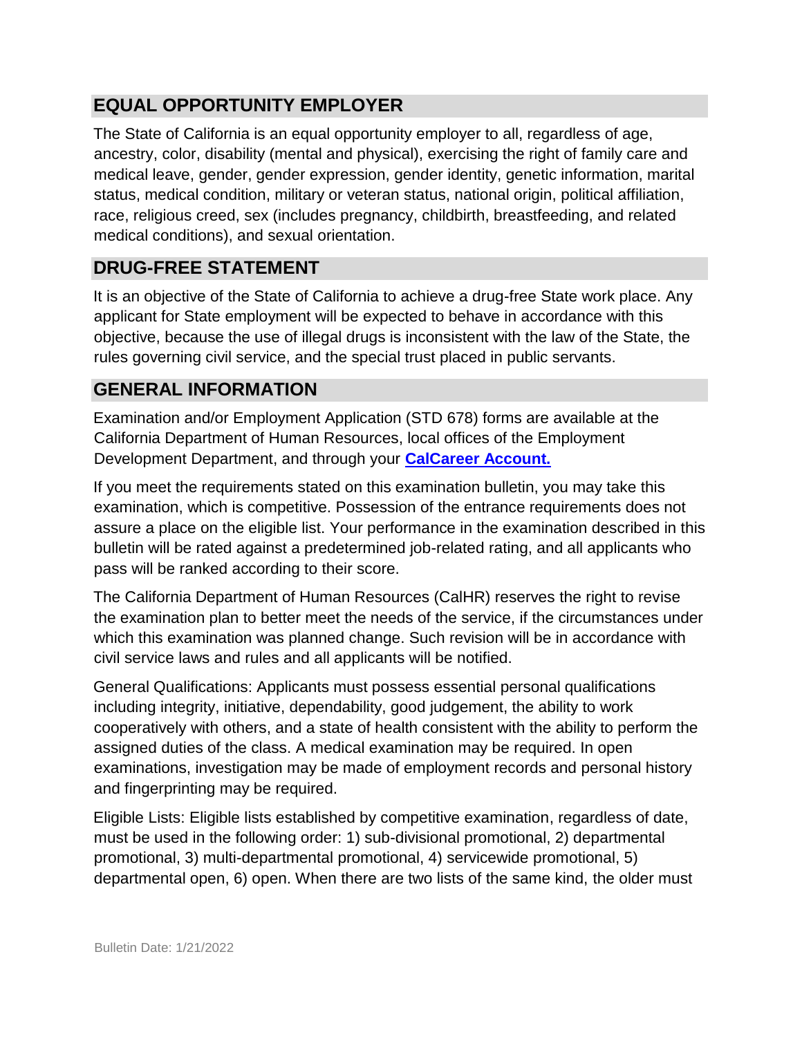## EQUAL OPPORTUNITY EMPLOYER

The State of California is an equal opportunity employer to all, regardless of age, ancestry, color, disability (mental and physical), exercising the right of family care and medical leave, gender, gender expression, gender identity, genetic information, marital status, medical condition, military or veteran status, national origin, political affiliation, race, religious creed, sex (includes pregnancy, childbirth, breastfeeding, and related medical conditions), and sexual orientation.

## DRUG-FREE STATEMENT

It is an objective of the State of California to achieve a drug-free State work place. Any applicant for State employment will be expected to behave in accordance with this objective, because the use of illegal drugs is inconsistent with the law of the State, the rules governing civil service, and the special trust placed in public servants.

## GENERAL INFORMATION

Examination and/or Employment Application (STD 678) forms are available at the California Department of Human Resources, local offices of the Employment Development Department, and through your **CalCareer Account.**

If you meet the requirements stated on this examination bulletin, you may take this examination, which is competitive. Possession of the entrance requirements does not assure a place on the eligible list. Your performance in the examination described in this bulletin will be rated against a predetermined job-related rating, and all applicants who pass will be ranked according to their score.

The California Department of Human Resources (CalHR) reserves the right to revise the examination plan to better meet the needs of the service, if the circumstances under which this examination was planned change. Such revision will be in accordance with civil service laws and rules and all applicants will be notified.

General Qualifications: Applicants must possess essential personal qualifications including integrity, initiative, dependability, good judgement, the ability to work cooperatively with others, and a state of health consistent with the ability to perform the assigned duties of the class. A medical examination may be required. In open examinations, investigation may be made of employment records and personal history and fingerprinting may be required.

Eligible Lists: Eligible lists established by competitive examination, regardless of date, must be used in the following order: 1) sub-divisional promotional, 2) departmental promotional, 3) multi-departmental promotional, 4) servicewide promotional, 5) departmental open, 6) open. When there are two lists of the same kind, the older must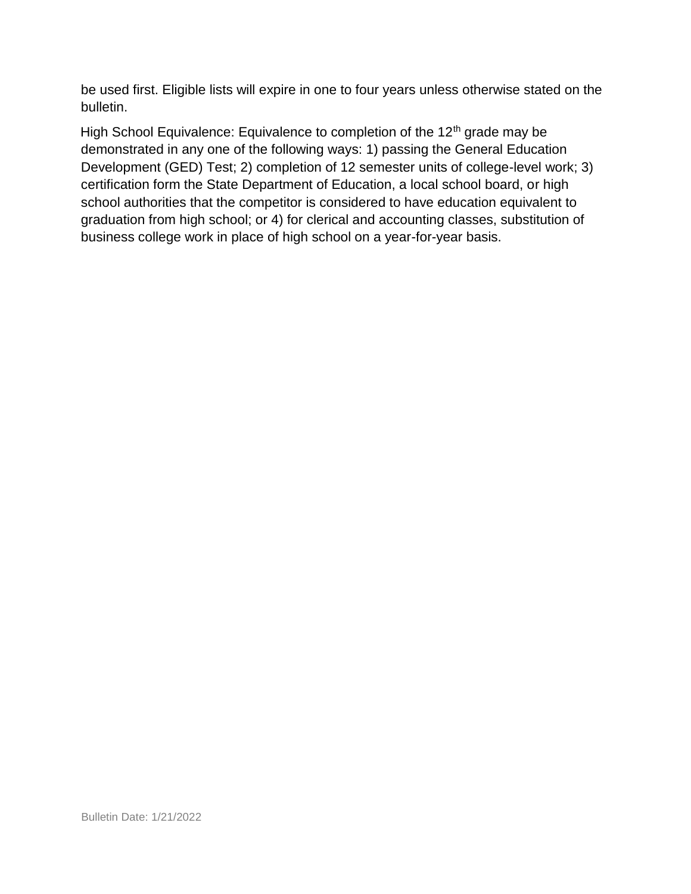be used first. Eligible lists will expire in one to four years unless otherwise stated on the bulletin.

High School Equivalence: Equivalence to completion of the 12th grade may be demonstrated in any one of the following ways: 1) passing the General Education Development (GED) Test; 2) completion of 12 semester units of college-level work; 3) certification form the State Department of Education, a local school board, or high school authorities that the competitor is considered to have education equivalent to graduation from high school; or 4) for clerical and accounting classes, substitution of business college work in place of high school on a year-for-year basis.